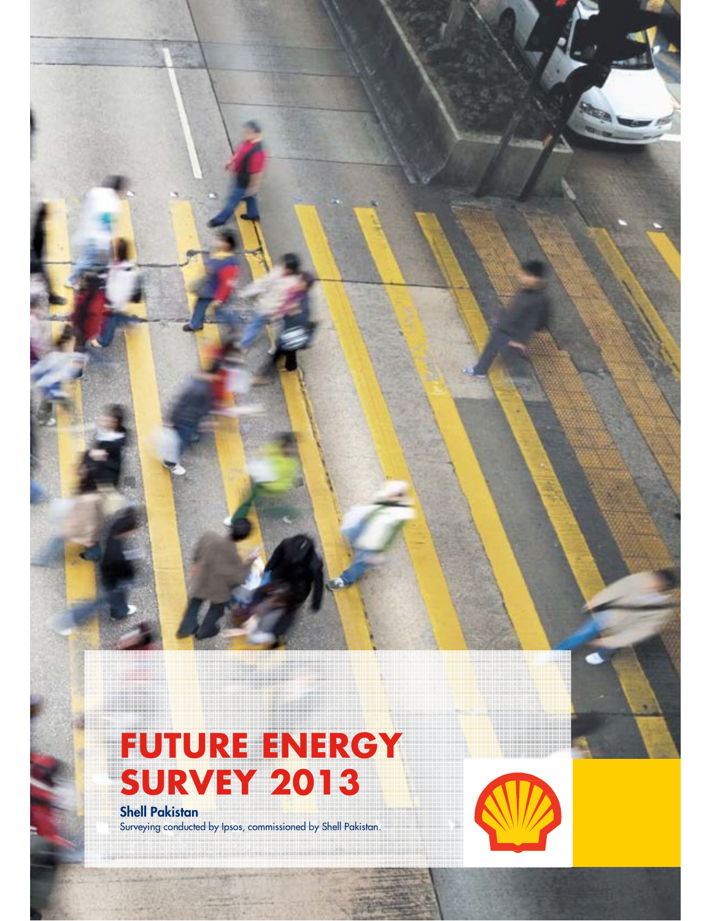# FUTURE ENERGY SURVEY 2013

**Shell Pakistan**

Surveying conducted by Ipsos, commissioned by Shell Pakistan.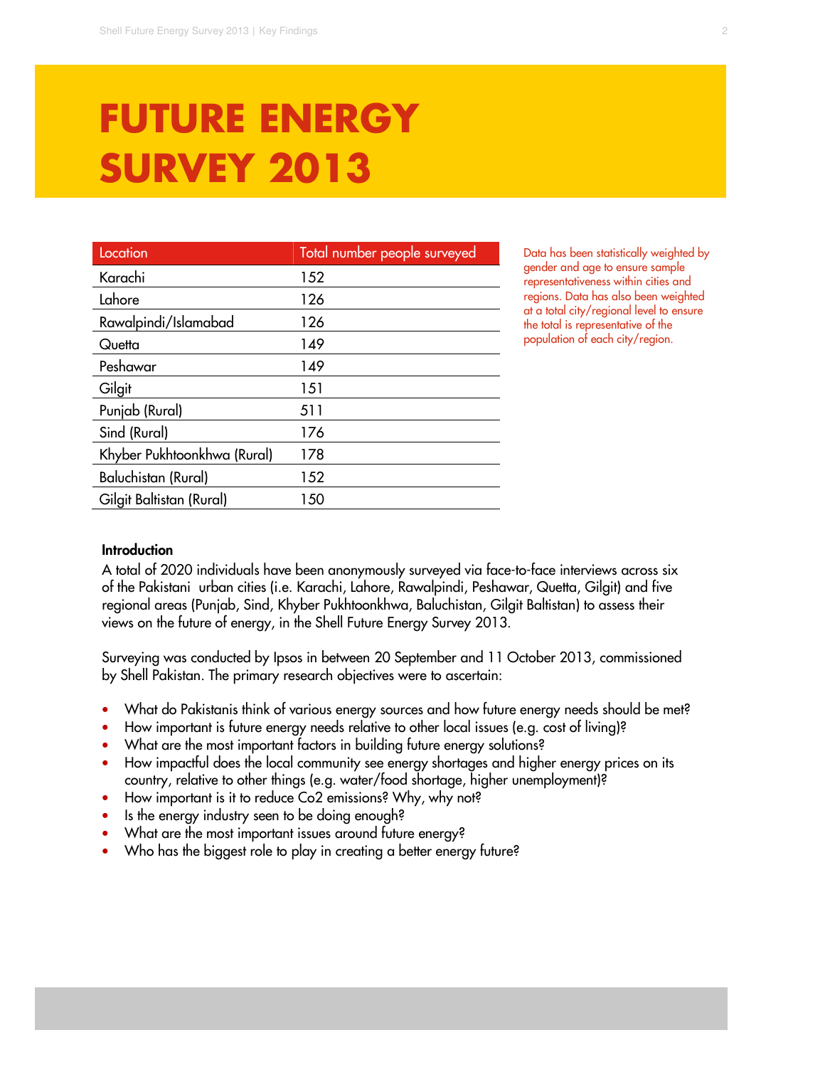# FUTURE ENERGY SURVEY 2013

| Location | Total number people surveyed |
|---|---|
| Karachi | 152 |
| Lahore | 126 |
| Rawalpindi/Islamabad | 126 |
| Quetta | 149 |
| Peshawar | 149 |
| Gilgit | 151 |
| Punjab (Rural) | 511 |
| Sind (Rural) | 176 |
| Khyber Pukhtoonkhwa (Rural) | 178 |
| Baluchistan (Rural) | 152 |
| Gilgit Baltistan (Rural) | 150 |

Data has been statistically weighted by gender and age to ensure sample representativeness within cities and regions. Data has also been weighted at a total city/regional level to ensure the total is representative of the population of each city/region.

**Introduction**

A total of 2020 individuals have been anonymously surveyed via face-to-face interviews across six of the Pakistani urban cities (i.e. Karachi, Lahore, Rawalpindi, Peshawar, Quetta, Gilgit) and five regional areas (Punjab, Sind, Khyber Pukhtoonkhwa, Baluchistan, Gilgit Baltistan) to assess their views on the future of energy, in the Shell Future Energy Survey 2013.

Surveying was conducted by Ipsos in between 20 September and 11 October 2013, commissioned by Shell Pakistan. The primary research objectives were to ascertain:

- What do Pakistanis think of various energy sources and how future energy needs should be met?
- How important is future energy needs relative to other local issues (e.g. cost of living)?
- What are the most important factors in building future energy solutions?
- How impactful does the local community see energy shortages and higher energy prices on its country, relative to other things (e.g. water/food shortage, higher unemployment)?
- How important is it to reduce Co2 emissions? Why, why not?
- Is the energy industry seen to be doing enough?
- What are the most important issues around future energy?
- Who has the biggest role to play in creating a better energy future?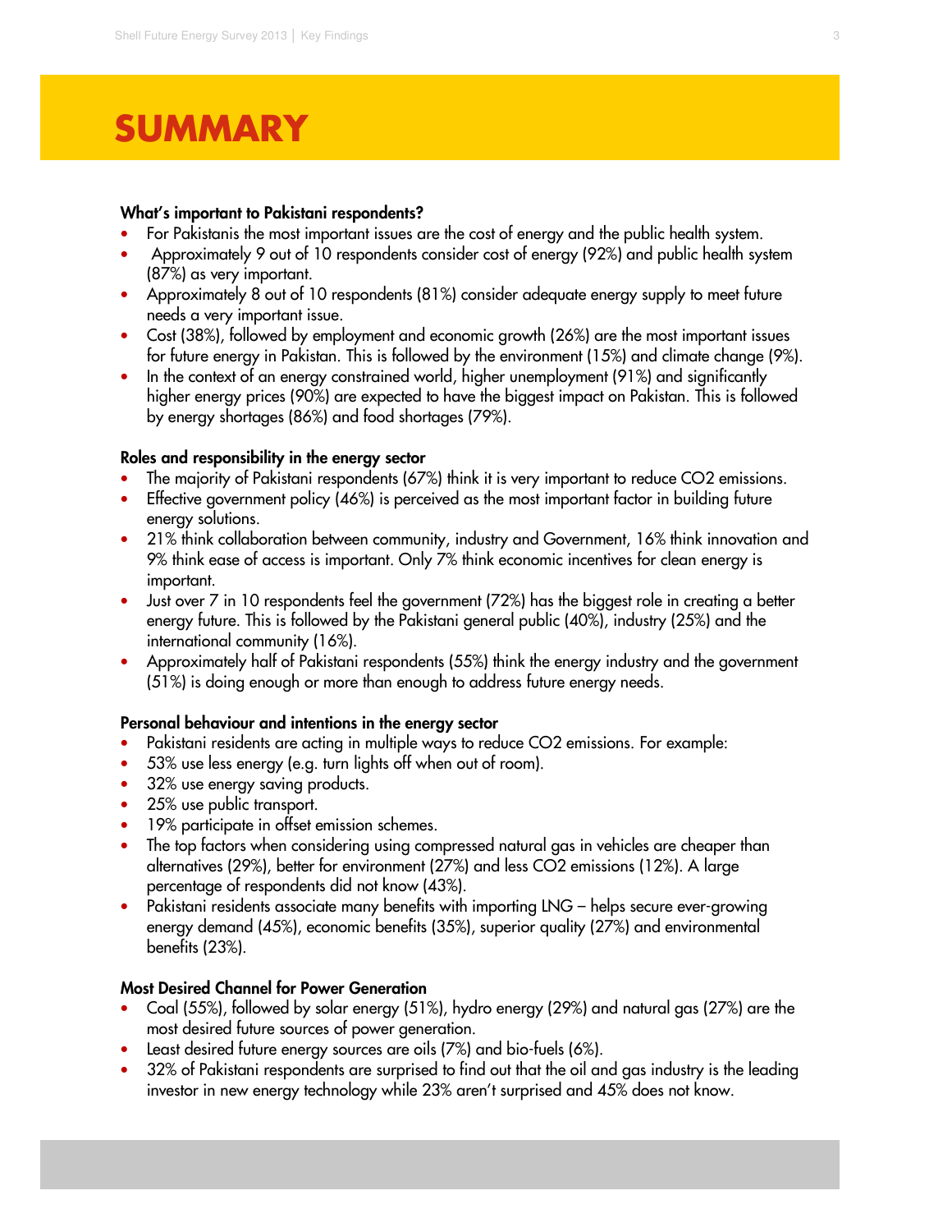# SUMMARY

**What's important to Pakistani respondents?**

- For Pakistanis the most important issues are the cost of energy and the public health system.
- Approximately 9 out of 10 respondents consider cost of energy (92%) and public health system (87%) as very important.
- Approximately 8 out of 10 respondents (81%) consider adequate energy supply to meet future needs a very important issue.
- Cost (38%), followed by employment and economic growth (26%) are the most important issues for future energy in Pakistan. This is followed by the environment (15%) and climate change (9%).
- In the context of an energy constrained world, higher unemployment (91%) and significantly higher energy prices (90%) are expected to have the biggest impact on Pakistan. This is followed by energy shortages (86%) and food shortages (79%).

**Roles and responsibility in the energy sector**

- The majority of Pakistani respondents (67%) think it is very important to reduce CO2 emissions.
- Effective government policy (46%) is perceived as the most important factor in building future energy solutions.
- 21% think collaboration between community, industry and Government, 16% think innovation and 9% think ease of access is important. Only 7% think economic incentives for clean energy is important.
- Just over 7 in 10 respondents feel the government (72%) has the biggest role in creating a better energy future. This is followed by the Pakistani general public (40%), industry (25%) and the international community (16%).
- Approximately half of Pakistani respondents (55%) think the energy industry and the government (51%) is doing enough or more than enough to address future energy needs.

**Personal behaviour and intentions in the energy sector**

- Pakistani residents are acting in multiple ways to reduce CO2 emissions. For example:
- 53% use less energy (e.g. turn lights off when out of room).
- 32% use energy saving products.
- 25% use public transport.
- 19% participate in offset emission schemes.
- The top factors when considering using compressed natural gas in vehicles are cheaper than alternatives (29%), better for environment (27%) and less CO2 emissions (12%). A large percentage of respondents did not know (43%).
- Pakistani residents associate many benefits with importing LNG – helps secure ever-growing energy demand (45%), economic benefits (35%), superior quality (27%) and environmental benefits (23%).

**Most Desired Channel for Power Generation**

- Coal (55%), followed by solar energy (51%), hydro energy (29%) and natural gas (27%) are the most desired future sources of power generation.
- Least desired future energy sources are oils (7%) and bio-fuels (6%).
- 32% of Pakistani respondents are surprised to find out that the oil and gas industry is the leading investor in new energy technology while 23% aren't surprised and 45% does not know.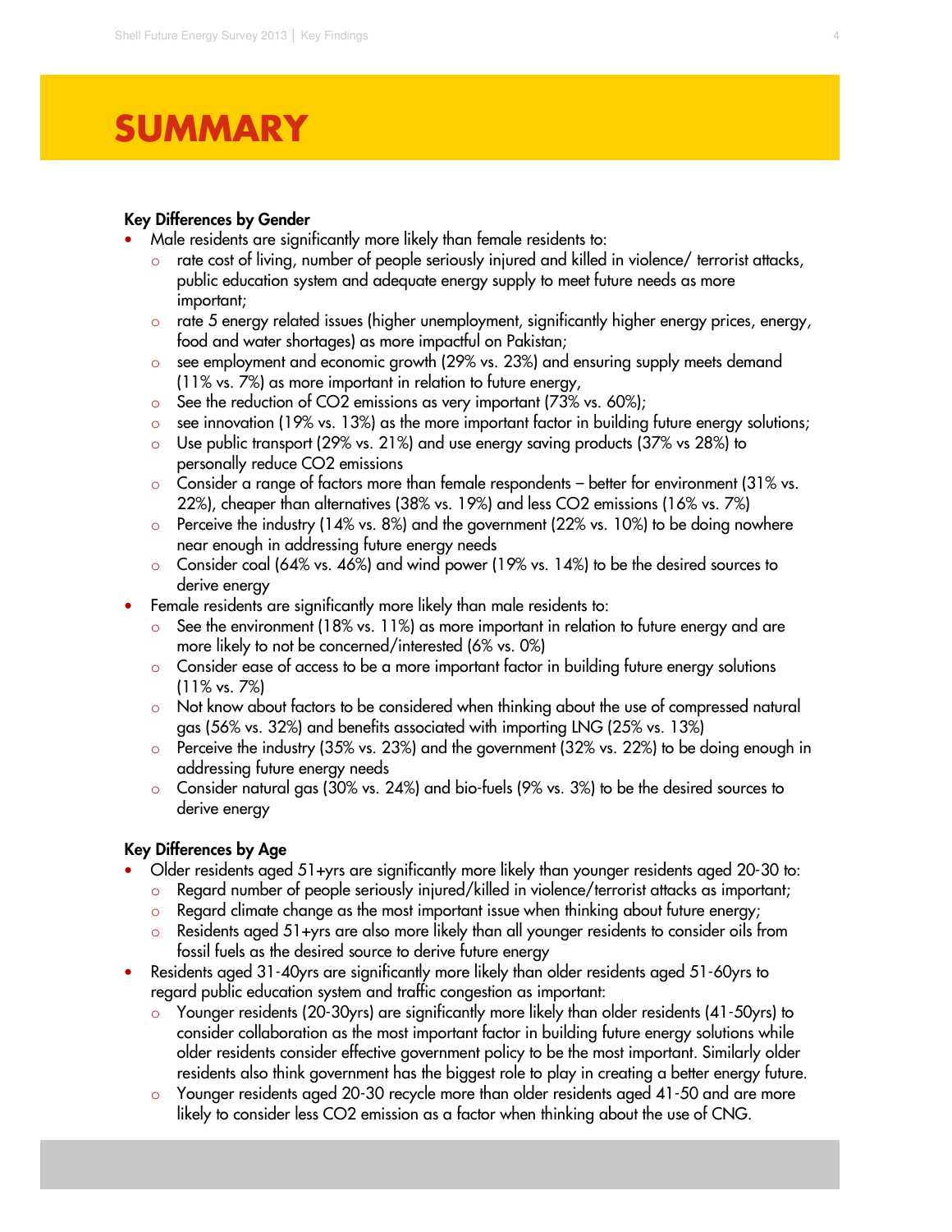# SUMMARY

**Key Differences by Gender**

- Male residents are significantly more likely than female residents to:
  - rate cost of living, number of people seriously injured and killed in violence/ terrorist attacks, public education system and adequate energy supply to meet future needs as more important;
  - rate 5 energy related issues (higher unemployment, significantly higher energy prices, energy, food and water shortages) as more impactful on Pakistan;
  - see employment and economic growth (29% vs. 23%) and ensuring supply meets demand (11% vs. 7%) as more important in relation to future energy,
  - See the reduction of $CO_2$ emissions as very important (73% vs. 60%);
  - see innovation (19% vs. 13%) as the more important factor in building future energy solutions;
  - Use public transport (29% vs. 21%) and use energy saving products (37% vs 28%) to personally reduce $CO_2$ emissions
  - Consider a range of factors more than female respondents – better for environment (31% vs. 22%), cheaper than alternatives (38% vs. 19%) and less $CO_2$ emissions (16% vs. 7%)
  - Perceive the industry (14% vs. 8%) and the government (22% vs. 10%) to be doing nowhere near enough in addressing future energy needs
  - Consider coal (64% vs. 46%) and wind power (19% vs. 14%) to be the desired sources to derive energy
- Female residents are significantly more likely than male residents to:
  - See the environment (18% vs. 11%) as more important in relation to future energy and are more likely to not be concerned/interested (6% vs. 0%)
  - Consider ease of access to be a more important factor in building future energy solutions (11% vs. 7%)
  - Not know about factors to be considered when thinking about the use of compressed natural gas (56% vs. 32%) and benefits associated with importing LNG (25% vs. 13%)
  - Perceive the industry (35% vs. 23%) and the government (32% vs. 22%) to be doing enough in addressing future energy needs
  - Consider natural gas (30% vs. 24%) and bio-fuels (9% vs. 3%) to be the desired sources to derive energy

**Key Differences by Age**

- Older residents aged 51+yrs are significantly more likely than younger residents aged 20-30 to:
  - Regard number of people seriously injured/killed in violence/terrorist attacks as important;
  - Regard climate change as the most important issue when thinking about future energy;
  - Residents aged 51+yrs are also more likely than all younger residents to consider oils from fossil fuels as the desired source to derive future energy
- Residents aged 31-40yrs are significantly more likely than older residents aged 51-60yrs to regard public education system and traffic congestion as important:
  - Younger residents (20-30yrs) are significantly more likely than older residents (41-50yrs) to consider collaboration as the most important factor in building future energy solutions while older residents consider effective government policy to be the most important. Similarly older residents also think government has the biggest role to play in creating a better energy future.
  - Younger residents aged 20-30 recycle more than older residents aged 41-50 and are more likely to consider less $CO_2$ emission as a factor when thinking about the use of CNG.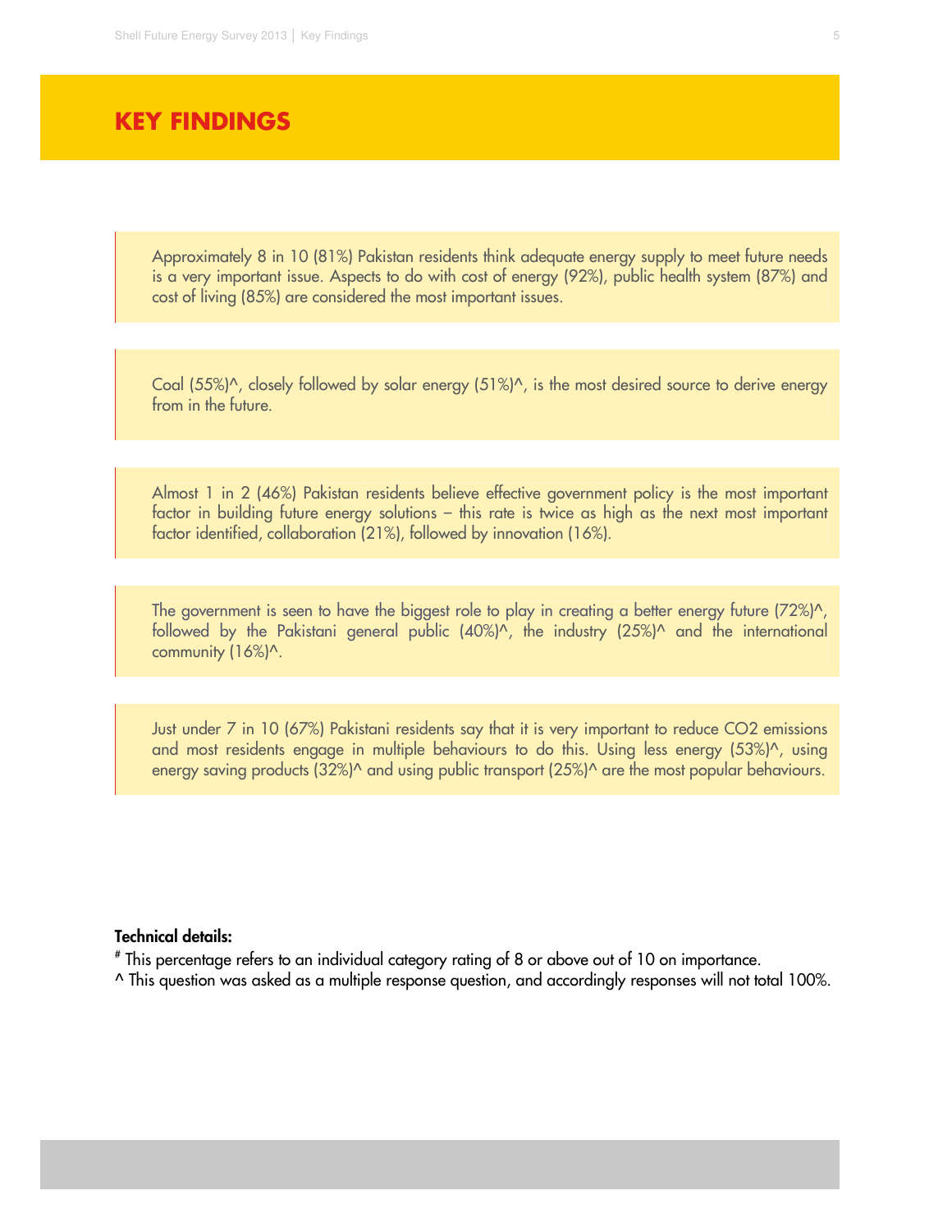# KEY FINDINGS

Approximately 8 in 10 (81%) Pakistan residents think adequate energy supply to meet future needs is a very important issue. Aspects to do with cost of energy (92%), public health system (87%) and cost of living (85%) are considered the most important issues.

Coal (55%)^, closely followed by solar energy (51%)^, is the most desired source to derive energy from in the future.

Almost 1 in 2 (46%) Pakistan residents believe effective government policy is the most important factor in building future energy solutions – this rate is twice as high as the next most important factor identified, collaboration (21%), followed by innovation (16%).

The government is seen to have the biggest role to play in creating a better energy future (72%)^, followed by the Pakistani general public (40%)^, the industry (25%)^ and the international community (16%)^.

Just under 7 in 10 (67%) Pakistani residents say that it is very important to reduce $CO_2$ emissions and most residents engage in multiple behaviours to do this. Using less energy (53%)^, using energy saving products (32%)^ and using public transport (25%)^ are the most popular behaviours.

**Technical details:**

# This percentage refers to an individual category rating of 8 or above out of 10 on importance.

^ This question was asked as a multiple response question, and accordingly responses will not total 100%.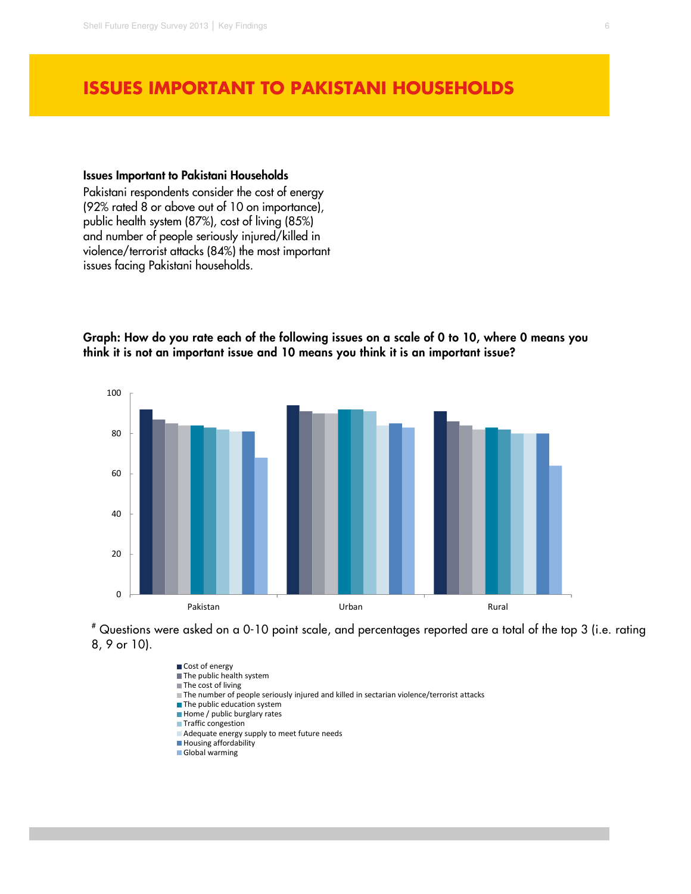# ISSUES IMPORTANT TO PAKISTANI HOUSEHOLDS

**Issues Important to Pakistani Households**

Pakistani respondents consider the cost of energy (92% rated 8 or above out of 10 on importance), public health system (87%), cost of living (85%) and number of people seriously injured/killed in violence/terrorist attacks (84%) the most important issues facing Pakistani households.

**Graph: How do you rate each of the following issues on a scale of 0 to 10, where 0 means you think it is not an important issue and 10 means you think it is an important issue?**

| Issue | Pakistan | Urban | Rural |
|---|---|---|---|
| Cost of energy | 92 | 94 | 91 |
| The public health system | 87 | 91 | 86 |
| The cost of living | 85 | 90 | 84 |
| The number of people seriously injured and killed in sectarian violence/terrorist attacks | 84 | 90 | 82 |
| The public education system | 84 | 92 | 83 |
| Home / public burglary rates | 83 | 92 | 82 |
| Traffic congestion | 82 | 91 | 80 |
| Adequate energy supply to meet future needs | 81 | 84 | 80 |
| Housing affordability | 81 | 85 | 80 |
| Global warming | 68 | 83 | 64 |

# Questions were asked on a 0-10 point scale, and percentages reported are a total of the top 3 (i.e. rating 8, 9 or 10).

- Cost of energy
- The public health system
- The cost of living
- The number of people seriously injured and killed in sectarian violence/terrorist attacks
- The public education system
- Home / public burglary rates
- Traffic congestion
- Adequate energy supply to meet future needs
- Housing affordability
- Global warming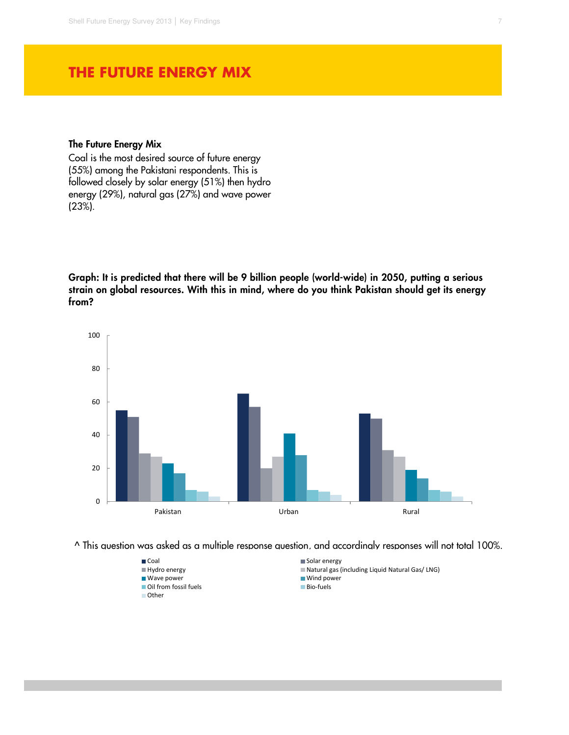# THE FUTURE ENERGY MIX

### The Future Energy Mix

Coal is the most desired source of future energy (55%) among the Pakistani respondents. This is followed closely by solar energy (51%) then hydro energy (29%), natural gas (27%) and wave power (23%).

**Graph: It is predicted that there will be 9 billion people (world-wide) in 2050, putting a serious strain on global resources. With this in mind, where do you think Pakistan should get its energy from?**

^ This question was asked as a multiple response question, and accordingly responses will not total 100%.

- Coal
- Solar energy
- Hydro energy
- Natural gas (including Liquid Natural Gas/ LNG)
- Wave power
- Wind power
- Oil from fossil fuels
- Bio-fuels
- Other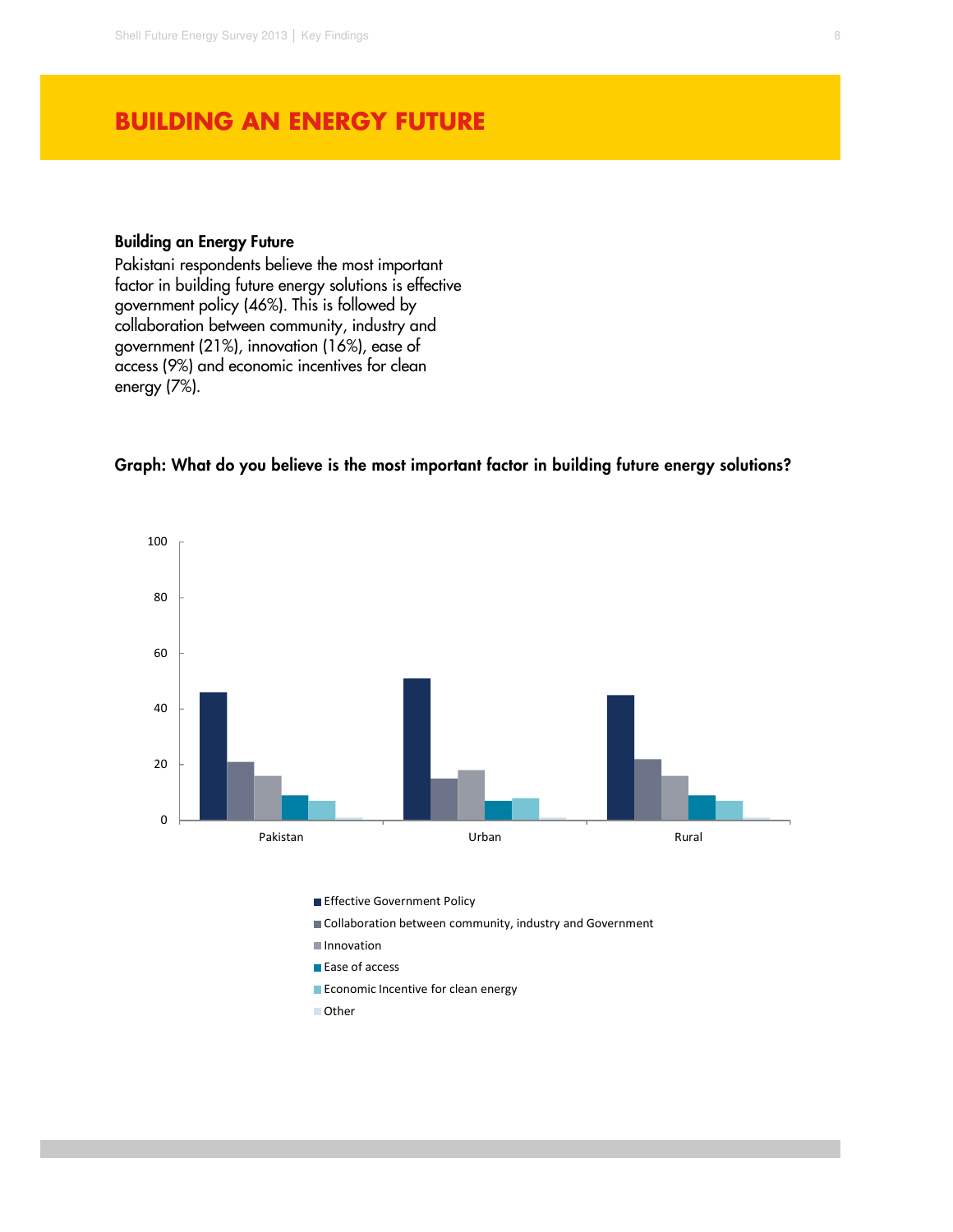# BUILDING AN ENERGY FUTURE

**Building an Energy Future**

Pakistani respondents believe the most important factor in building future energy solutions is effective government policy (46%). This is followed by collaboration between community, industry and government (21%), innovation (16%), ease of access (9%) and economic incentives for clean energy (7%).

**Graph: What do you believe is the most important factor in building future energy solutions?**

100
80
60
40
20
0

Pakistan
Urban
Rural

- Effective Government Policy
- Collaboration between community, industry and Government
- Innovation
- Ease of access
- Economic Incentive for clean energy
- Other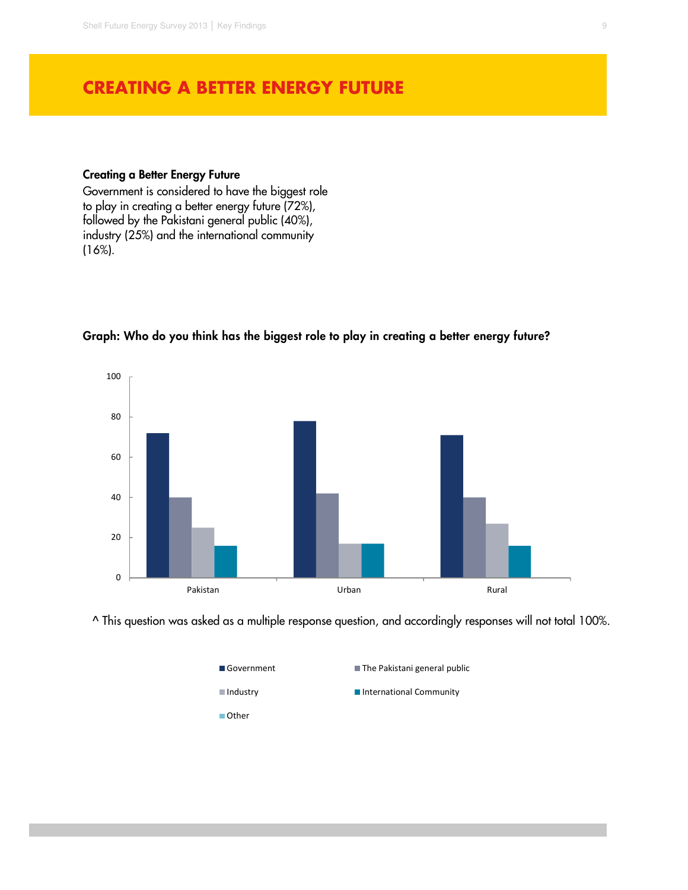# CREATING A BETTER ENERGY FUTURE

**Creating a Better Energy Future**

Government is considered to have the biggest role to play in creating a better energy future (72%), followed by the Pakistani general public (40%), industry (25%) and the international community (16%).

**Graph: Who do you think has the biggest role to play in creating a better energy future?**

^ This question was asked as a multiple response question, and accordingly responses will not total 100%.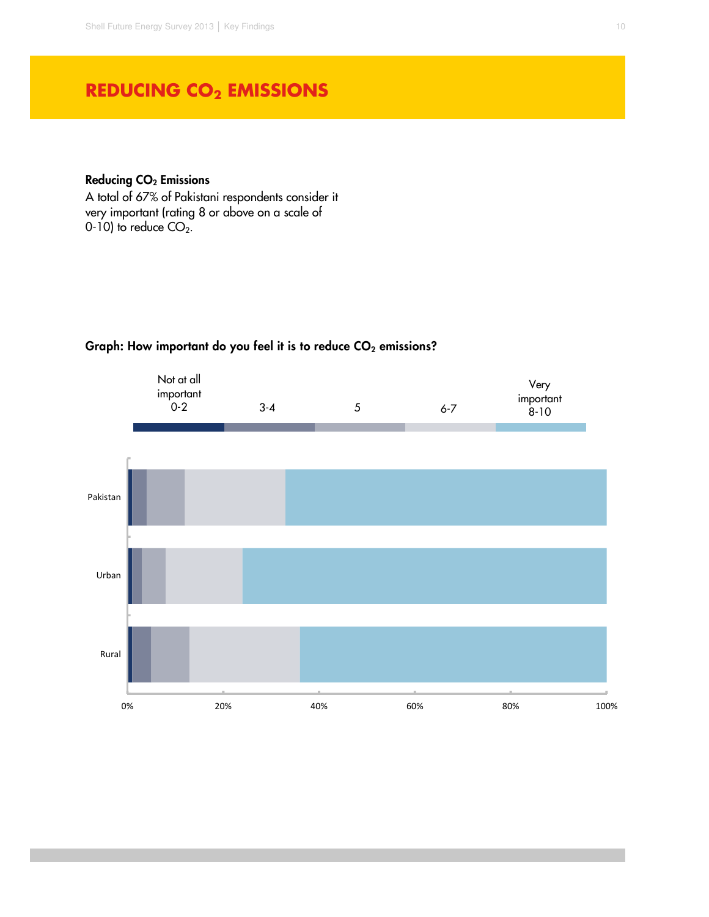# REDUCING $CO_2$ EMISSIONS

**Reducing $CO_2$ Emissions**

A total of 67% of Pakistani respondents consider it very important (rating 8 or above on a scale of 0-10) to reduce $CO_2$.

**Graph: How important do you feel it is to reduce $CO_2$ emissions?**

Not at all important 0-2 | 3-4 | 5 | 6-7 | Very important 8-10

Pakistan

Urban

Rural

0% 20% 40% 60% 80% 100%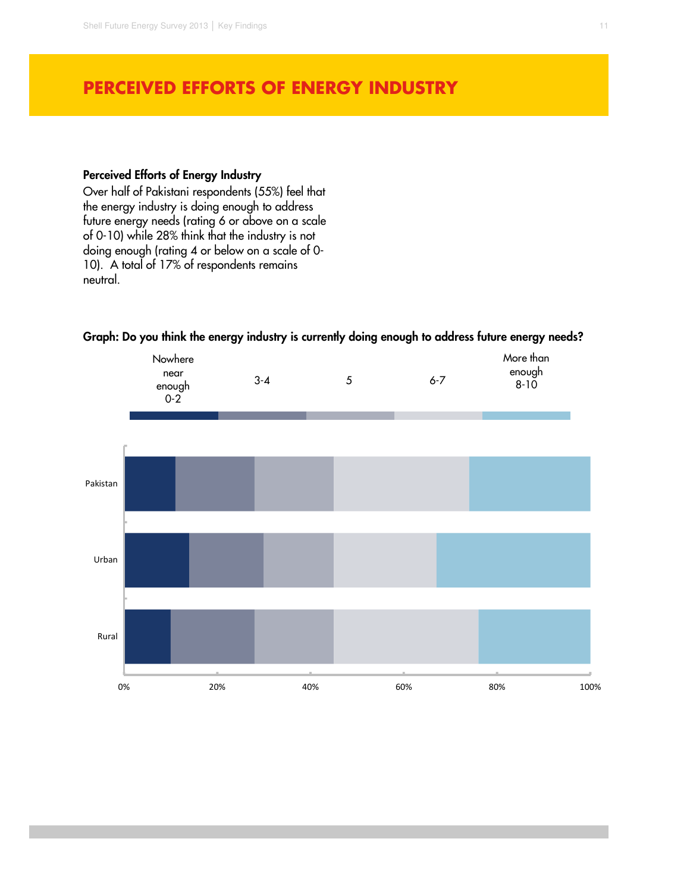# PERCEIVED EFFORTS OF ENERGY INDUSTRY

**Perceived Efforts of Energy Industry**

Over half of Pakistani respondents (55%) feel that the energy industry is doing enough to address future energy needs (rating 6 or above on a scale of 0-10) while 28% think that the industry is not doing enough (rating 4 or below on a scale of 0-10). A total of 17% of respondents remains neutral.

**Graph: Do you think the energy industry is currently doing enough to address future energy needs?**

Legend: Nowhere near enough 0-2 | 3-4 | 5 | 6-7 | More than enough 8-10

Categories: Pakistan, Urban, Rural

Axis: 0%, 20%, 40%, 60%, 80%, 100%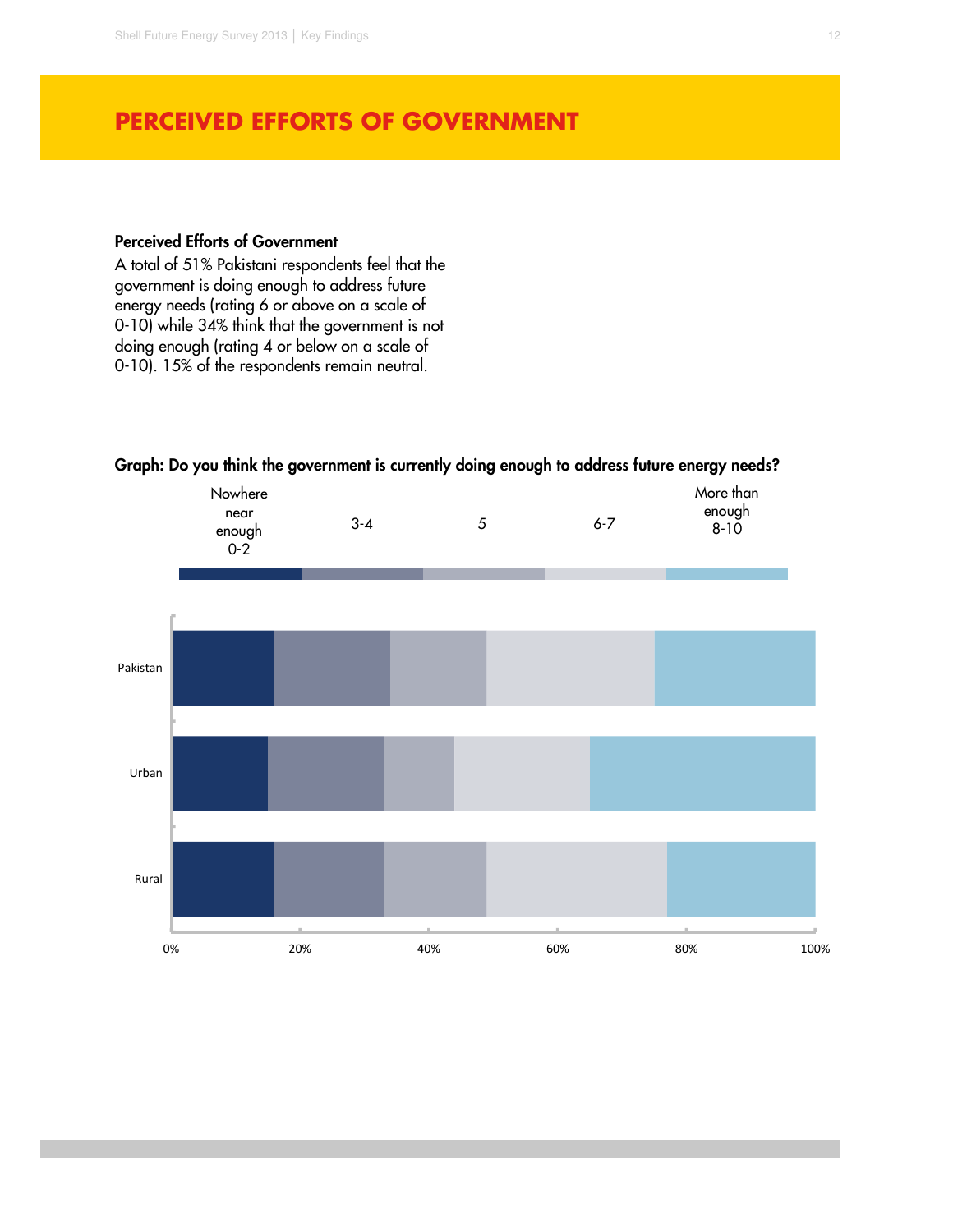# PERCEIVED EFFORTS OF GOVERNMENT

**Perceived Efforts of Government**

A total of 51% Pakistani respondents feel that the government is doing enough to address future energy needs (rating 6 or above on a scale of 0-10) while 34% think that the government is not doing enough (rating 4 or below on a scale of 0-10). 15% of the respondents remain neutral.

**Graph: Do you think the government is currently doing enough to address future energy needs?**

Nowhere near enough 0-2 | 3-4 | 5 | 6-7 | More than enough 8-10

Pakistan

Urban

Rural

0% 20% 40% 60% 80% 100%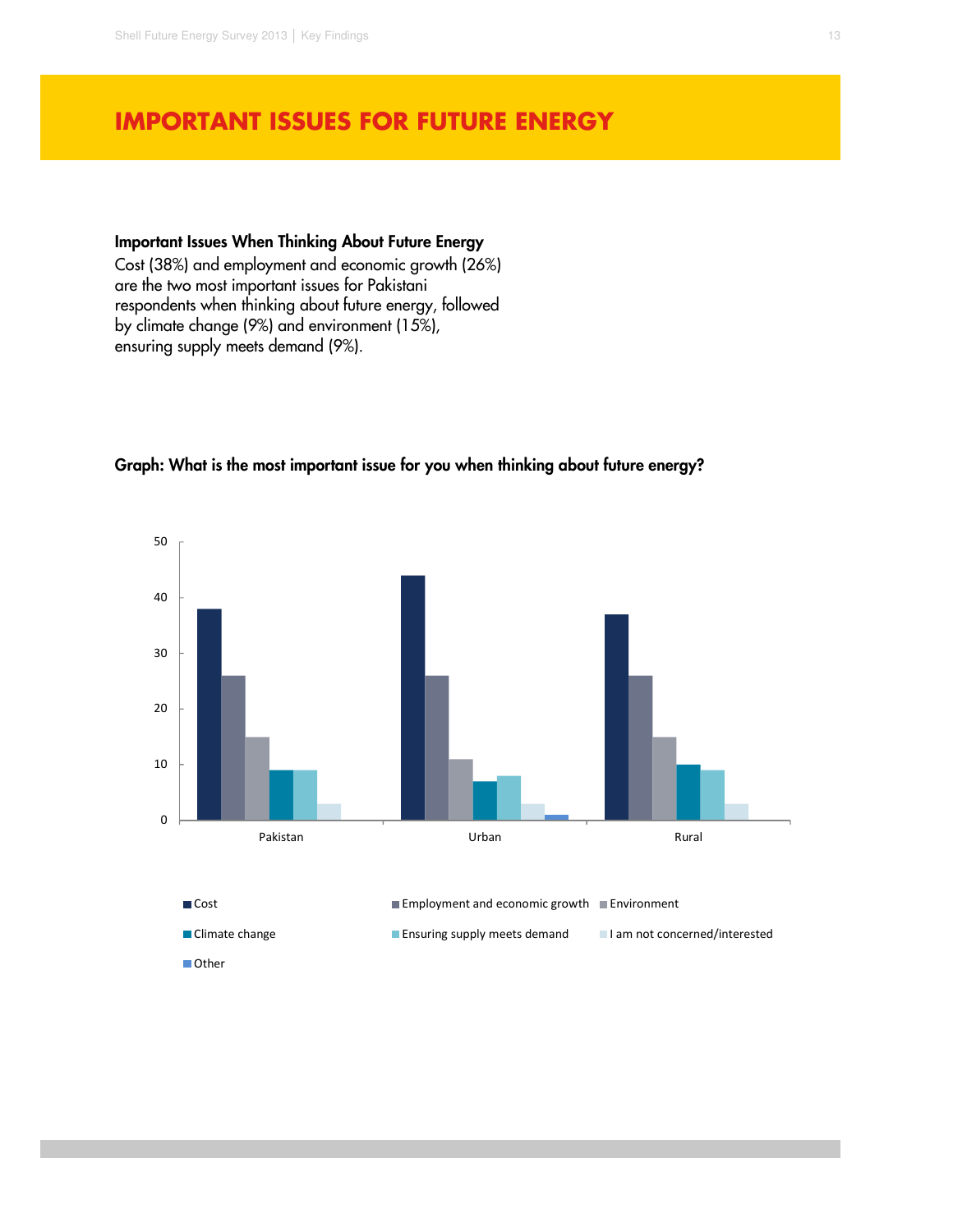# IMPORTANT ISSUES FOR FUTURE ENERGY

**Important Issues When Thinking About Future Energy**

Cost (38%) and employment and economic growth (26%) are the two most important issues for Pakistani respondents when thinking about future energy, followed by climate change (9%) and environment (15%), ensuring supply meets demand (9%).

**Graph: What is the most important issue for you when thinking about future energy?**

| | Cost | Employment and economic growth | Environment | Climate change | Ensuring supply meets demand | I am not concerned/interested | Other |
|---|---|---|---|---|---|---|---|
| Pakistan | 38 | 26 | 15 | 9 | 9 | 3 | |
| Urban | 44 | 26 | 11 | 7 | 8 | 3 | 1 |
| Rural | 37 | 26 | 15 | 10 | 9 | 3 | |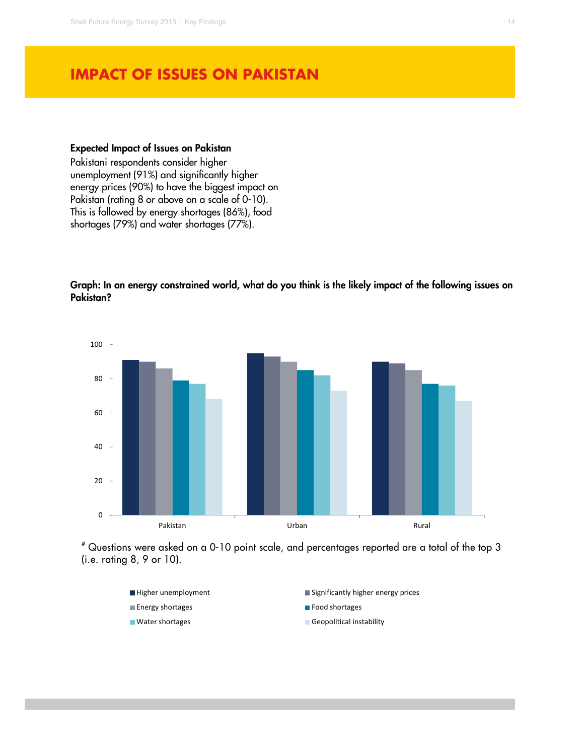# IMPACT OF ISSUES ON PAKISTAN

**Expected Impact of Issues on Pakistan**

Pakistani respondents consider higher unemployment (91%) and significantly higher energy prices (90%) to have the biggest impact on Pakistan (rating 8 or above on a scale of 0-10). This is followed by energy shortages (86%), food shortages (79%) and water shortages (77%).

**Graph: In an energy constrained world, what do you think is the likely impact of the following issues on Pakistan?**

# Questions were asked on a 0-10 point scale, and percentages reported are a total of the top 3 (i.e. rating 8, 9 or 10).

- Higher unemployment
- Significantly higher energy prices
- Energy shortages
- Food shortages
- Water shortages
- Geopolitical instability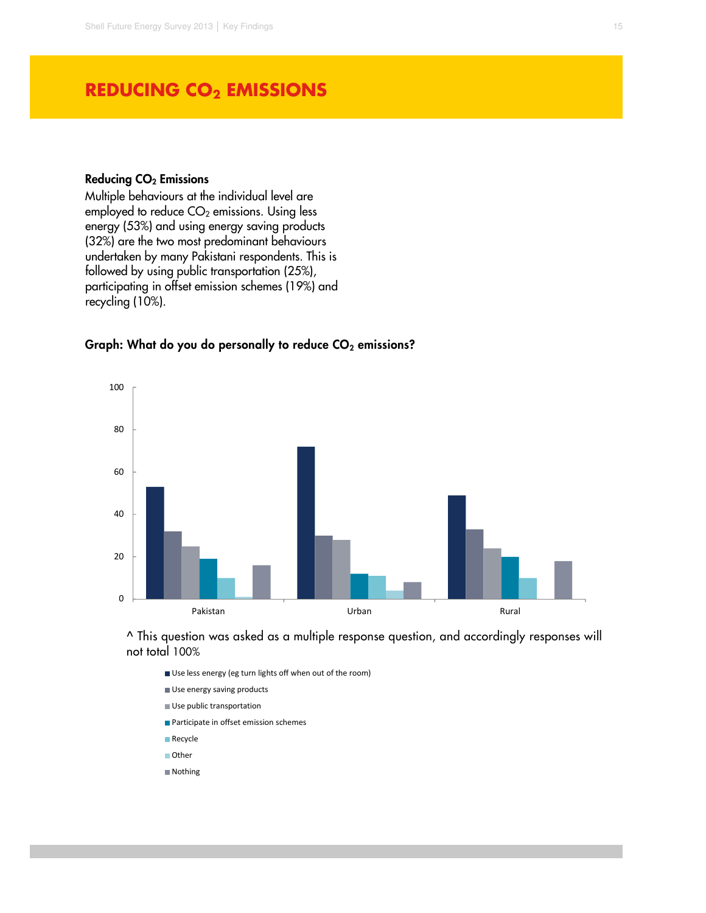# REDUCING $CO_2$ EMISSIONS

### Reducing $CO_2$ Emissions

Multiple behaviours at the individual level are employed to reduce $CO_2$ emissions. Using less energy (53%) and using energy saving products (32%) are the two most predominant behaviours undertaken by many Pakistani respondents. This is followed by using public transportation (25%), participating in offset emission schemes (19%) and recycling (10%).

### Graph: What do you do personally to reduce $CO_2$ emissions?

^ This question was asked as a multiple response question, and accordingly responses will not total 100%

- Use less energy (eg turn lights off when out of the room)
- Use energy saving products
- Use public transportation
- Participate in offset emission schemes
- Recycle
- Other
- Nothing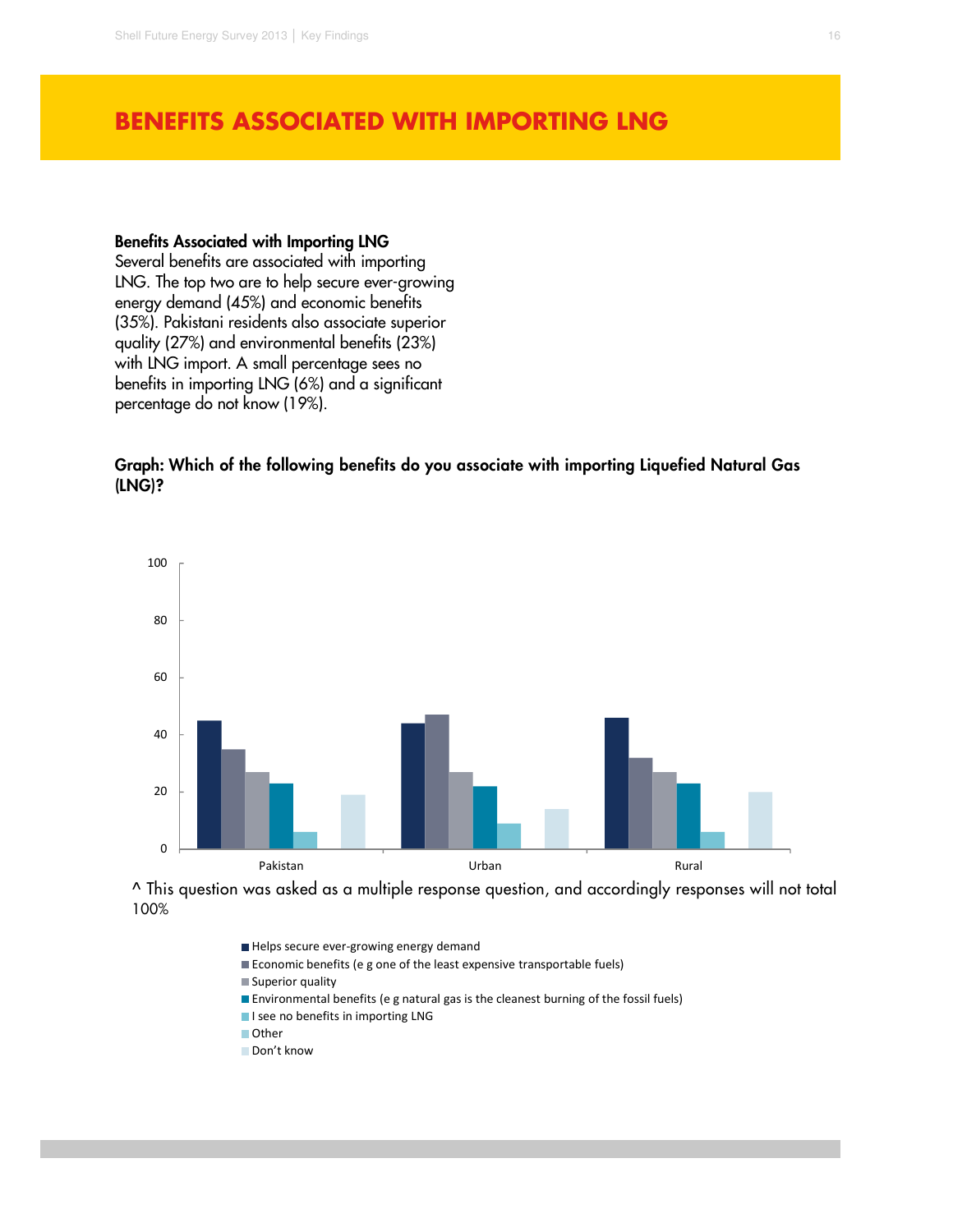# BENEFITS ASSOCIATED WITH IMPORTING LNG

**Benefits Associated with Importing LNG**

Several benefits are associated with importing LNG. The top two are to help secure ever-growing energy demand (45%) and economic benefits (35%). Pakistani residents also associate superior quality (27%) and environmental benefits (23%) with LNG import. A small percentage sees no benefits in importing LNG (6%) and a significant percentage do not know (19%).

**Graph: Which of the following benefits do you associate with importing Liquefied Natural Gas (LNG)?**

100
80
60
40
20
0

Pakistan | Urban | Rural

^ This question was asked as a multiple response question, and accordingly responses will not total 100%

- Helps secure ever-growing energy demand
- Economic benefits (e g one of the least expensive transportable fuels)
- Superior quality
- Environmental benefits (e g natural gas is the cleanest burning of the fossil fuels)
- I see no benefits in importing LNG
- Other
- Don't know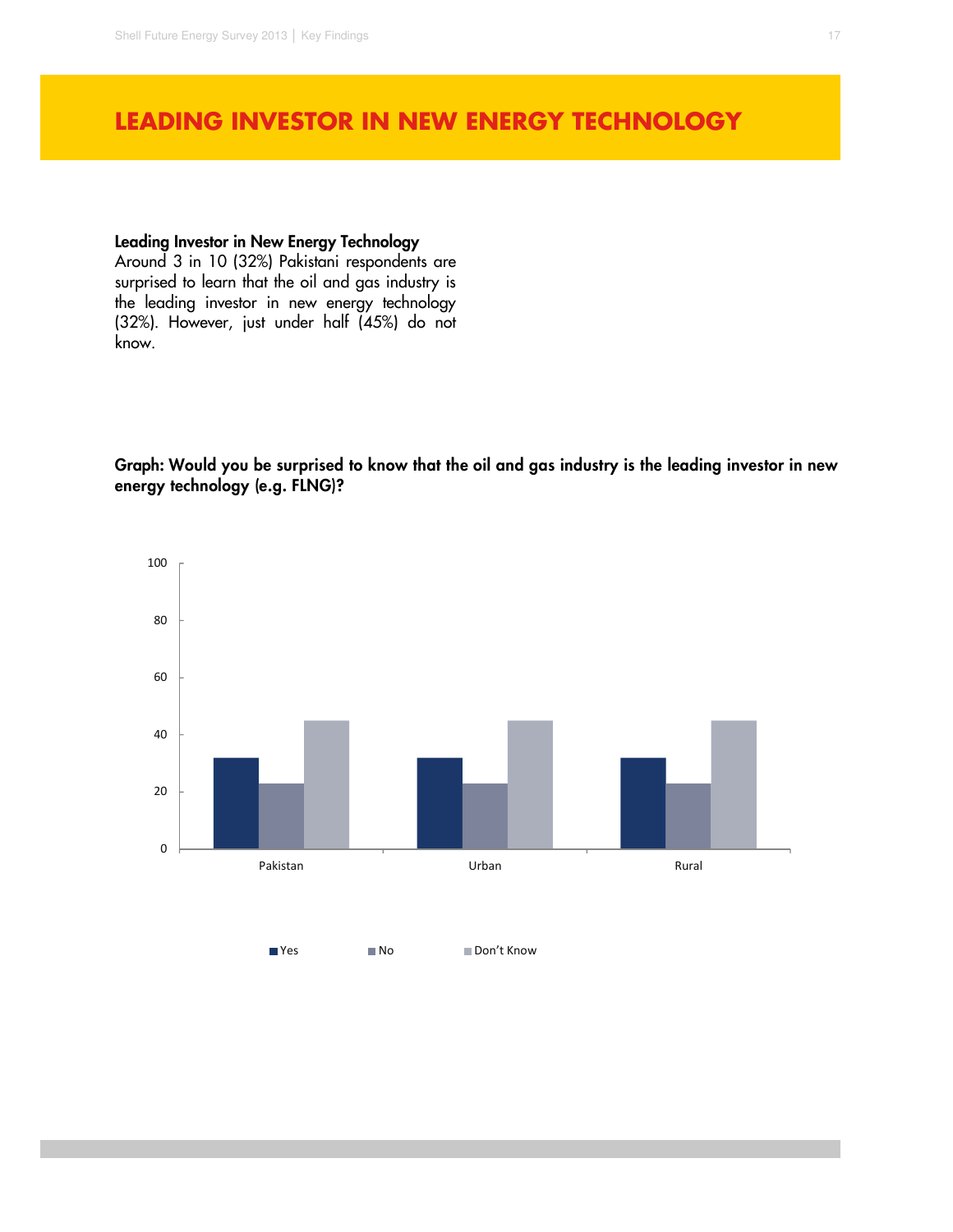# LEADING INVESTOR IN NEW ENERGY TECHNOLOGY

**Leading Investor in New Energy Technology**
Around 3 in 10 (32%) Pakistani respondents are surprised to learn that the oil and gas industry is the leading investor in new energy technology (32%). However, just under half (45%) do not know.

**Graph: Would you be surprised to know that the oil and gas industry is the leading investor in new energy technology (e.g. FLNG)?**

| | Yes | No | Don't Know |
|---|---|---|---|
| Pakistan | 32 | 23 | 45 |
| Urban | 32 | 23 | 45 |
| Rural | 32 | 23 | 45 |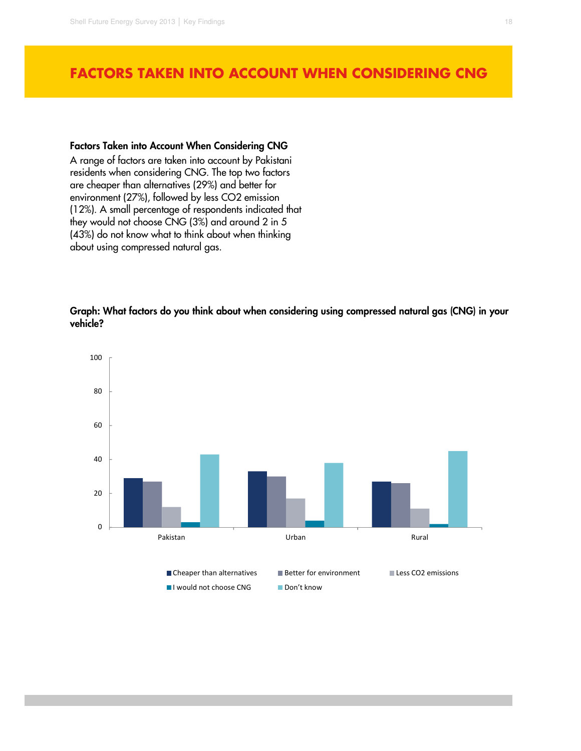# FACTORS TAKEN INTO ACCOUNT WHEN CONSIDERING CNG

### Factors Taken into Account When Considering CNG

A range of factors are taken into account by Pakistani residents when considering CNG. The top two factors are cheaper than alternatives (29%) and better for environment (27%), followed by less CO2 emission (12%). A small percentage of respondents indicated that they would not choose CNG (3%) and around 2 in 5 (43%) do not know what to think about when thinking about using compressed natural gas.

**Graph: What factors do you think about when considering using compressed natural gas (CNG) in your vehicle?**

| | Pakistan | Urban | Rural |
|---|---|---|---|
| Cheaper than alternatives | 29 | 33 | 27 |
| Better for environment | 27 | 30 | 26 |
| Less CO2 emissions | 12 | 17 | 11 |
| I would not choose CNG | 3 | 4 | 2 |
| Don't know | 43 | 38 | 45 |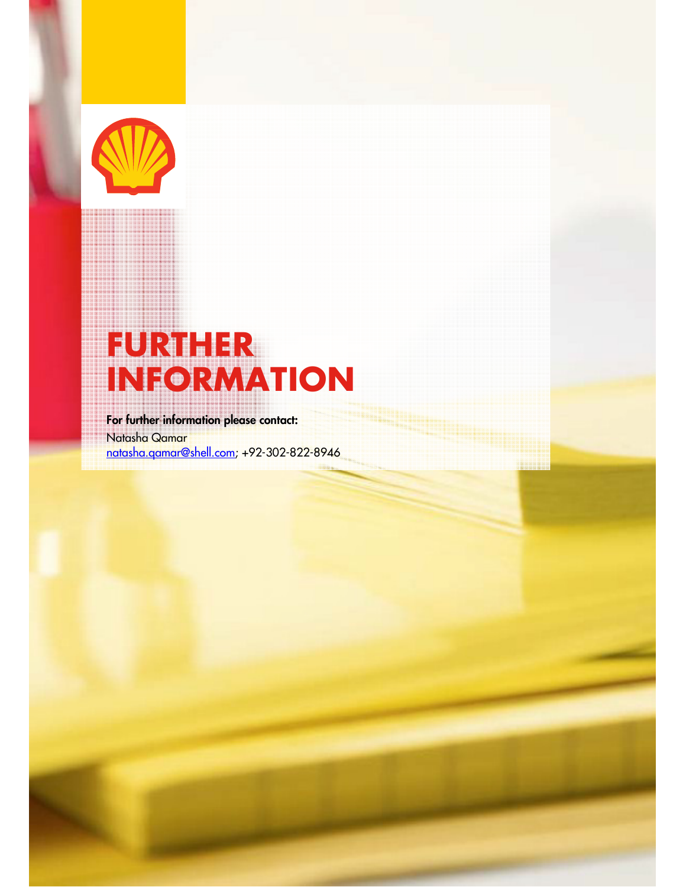# FURTHER INFORMATION

**For further information please contact:**

Natasha Qamar

natasha.qamar@shell.com; +92-302-822-8946